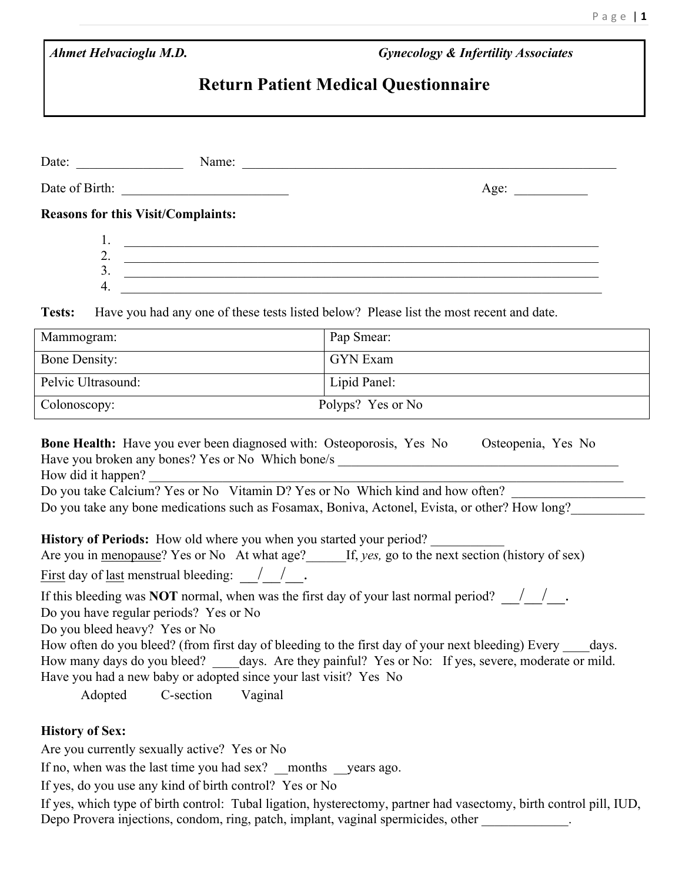*Ahmet Helvacioglu M.D.* *Gynecology & Infertility Associates*

# Return Patient Medical Questionnaire

Date: ________________ Name: ____________________________________________________________

Date of Birth: _________________________ Age: ___________

**Reasons for this Visit/Complaints:**

1. ________________________________________________________________________
2. ________________________________________________________________________
3. ________________________________________________________________________
4. ________________________________________________________________________

**Tests:** Have you had any one of these tests listed below? Please list the most recent and date.

| | |
|---|---|
| Mammogram: | Pap Smear: |
| Bone Density: | GYN Exam |
| Pelvic Ultrasound: | Lipid Panel: |
| Colonoscopy: | Polyps? Yes or No |

**Bone Health:** Have you ever been diagnosed with: Osteoporosis, Yes No Osteopenia, Yes No
Have you broken any bones? Yes or No Which bone/s _____________________________________________
How did it happen? ________________________________________________________________________
Do you take Calcium? Yes or No Vitamin D? Yes or No Which kind and how often? ____________________
Do you take any bone medications such as Fosamax, Boniva, Actonel, Evista, or other? How long?___________

**History of Periods:** How old where you when you started your period? ___________
Are you in <u>menopause</u>? Yes or No At what age?______If, *yes,* go to the next section (history of sex)
<u>First</u> day of <u>last</u> menstrual bleeding: ___/___/___.
If this bleeding was **NOT** normal, when was the first day of your last normal period? ___/___/___.
Do you have regular periods? Yes or No
Do you bleed heavy? Yes or No
How often do you bleed? (from first day of bleeding to the first day of your next bleeding) Every ____days.
How many days do you bleed? ____days. Are they painful? Yes or No: If yes, severe, moderate or mild.
Have you had a new baby or adopted since your last visit? Yes No
Adopted C-section Vaginal

**History of Sex:**
Are you currently sexually active? Yes or No
If no, when was the last time you had sex? __months __years ago.
If yes, do you use any kind of birth control? Yes or No
If yes, which type of birth control: Tubal ligation, hysterectomy, partner had vasectomy, birth control pill, IUD, Depo Provera injections, condom, ring, patch, implant, vaginal spermicides, other _____________.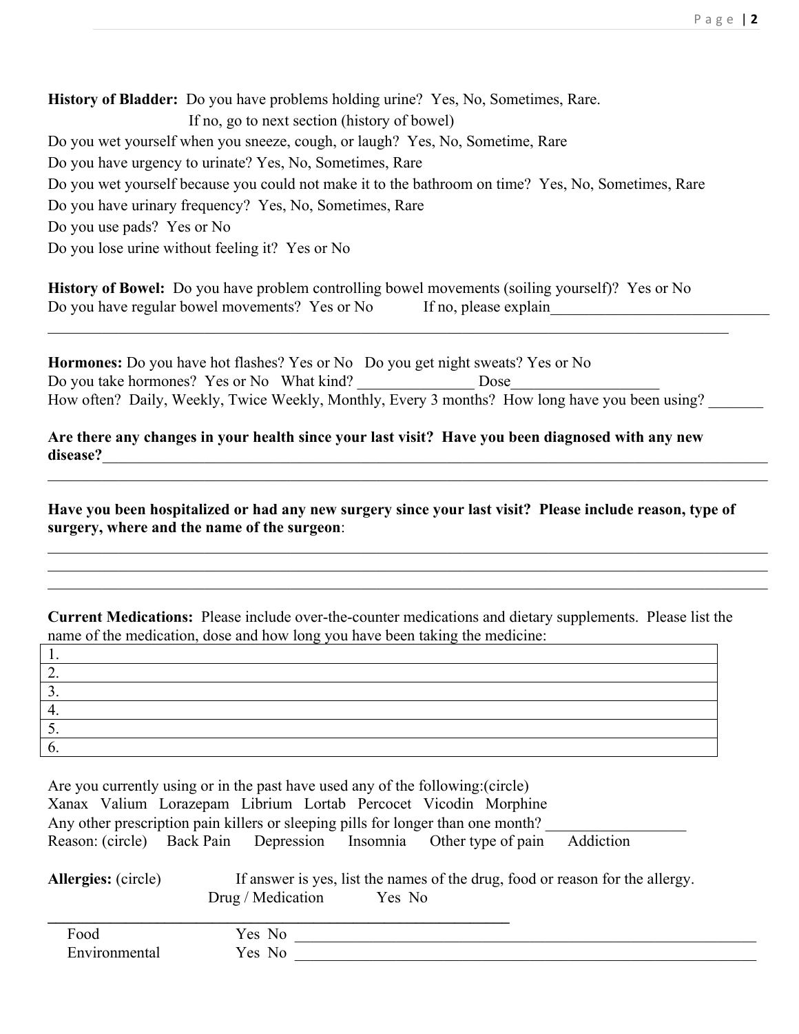**History of Bladder:** Do you have problems holding urine? Yes, No, Sometimes, Rare.
If no, go to next section (history of bowel)

Do you wet yourself when you sneeze, cough, or laugh? Yes, No, Sometime, Rare

Do you have urgency to urinate? Yes, No, Sometimes, Rare

Do you wet yourself because you could not make it to the bathroom on time? Yes, No, Sometimes, Rare

Do you have urinary frequency? Yes, No, Sometimes, Rare

Do you use pads? Yes or No

Do you lose urine without feeling it? Yes or No

**History of Bowel:** Do you have problem controlling bowel movements (soiling yourself)? Yes or No

Do you have regular bowel movements? Yes or No If no, please explain______________________________

_____________________________________________________________________________________________

**Hormones:** Do you have hot flashes? Yes or No Do you get night sweats? Yes or No

Do you take hormones? Yes or No What kind? _______________ Dose___________________

How often? Daily, Weekly, Twice Weekly, Monthly, Every 3 months? How long have you been using? _______

**Are there any changes in your health since your last visit? Have you been diagnosed with any new disease?**_____________________________________________________________________________

_____________________________________________________________________________________________

**Have you been hospitalized or had any new surgery since your last visit? Please include reason, type of surgery, where and the name of the surgeon**:

_____________________________________________________________________________________________

_____________________________________________________________________________________________

_____________________________________________________________________________________________

**Current Medications:** Please include over-the-counter medications and dietary supplements. Please list the name of the medication, dose and how long you have been taking the medicine:

| |
|---|
| 1. |
| 2. |
| 3. |
| 4. |
| 5. |
| 6. |

Are you currently using or in the past have used any of the following:(circle)

Xanax Valium Lorazepam Librium Lortab Percocet Vicodin Morphine

Any other prescription pain killers or sleeping pills for longer than one month? __________________

Reason: (circle) Back Pain Depression Insomnia Other type of pain Addiction

**Allergies:** (circle) If answer is yes, list the names of the drug, food or reason for the allergy.

Drug / Medication Yes No

_____________________________________________________________

Food Yes No _______________________________________________________________

Environmental Yes No _______________________________________________________________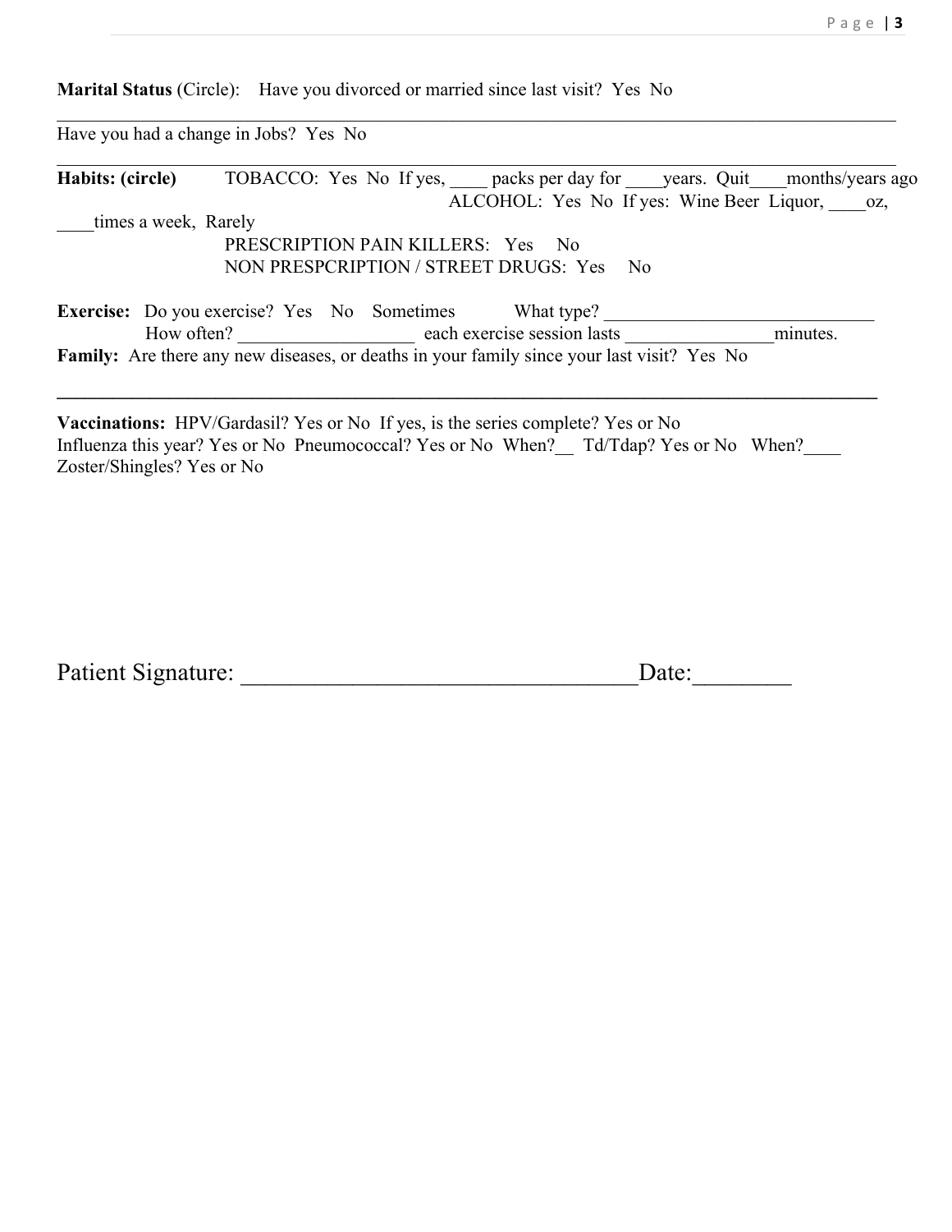**Marital Status** (Circle): Have you divorced or married since last visit? Yes No

______________________________________________________________________________________

Have you had a change in Jobs? Yes No

______________________________________________________________________________________

**Habits: (circle)** TOBACCO: Yes No If yes, ____ packs per day for ____years. Quit____months/years ago

ALCOHOL: Yes No If yes: Wine Beer Liquor, ____oz, ____times a week, Rarely

PRESCRIPTION PAIN KILLERS: Yes No

NON PRESPCRIPTION / STREET DRUGS: Yes No

**Exercise:** Do you exercise? Yes No Sometimes What type? ____________________________

How often? __________________ each exercise session lasts _______________minutes.

**Family:** Are there any new diseases, or deaths in your family since your last visit? Yes No

______________________________________________________________________________________

**Vaccinations:** HPV/Gardasil? Yes or No If yes, is the series complete? Yes or No

Influenza this year? Yes or No Pneumococcal? Yes or No When?__ Td/Tdap? Yes or No When?____

Zoster/Shingles? Yes or No

Patient Signature: _________________________________Date:________